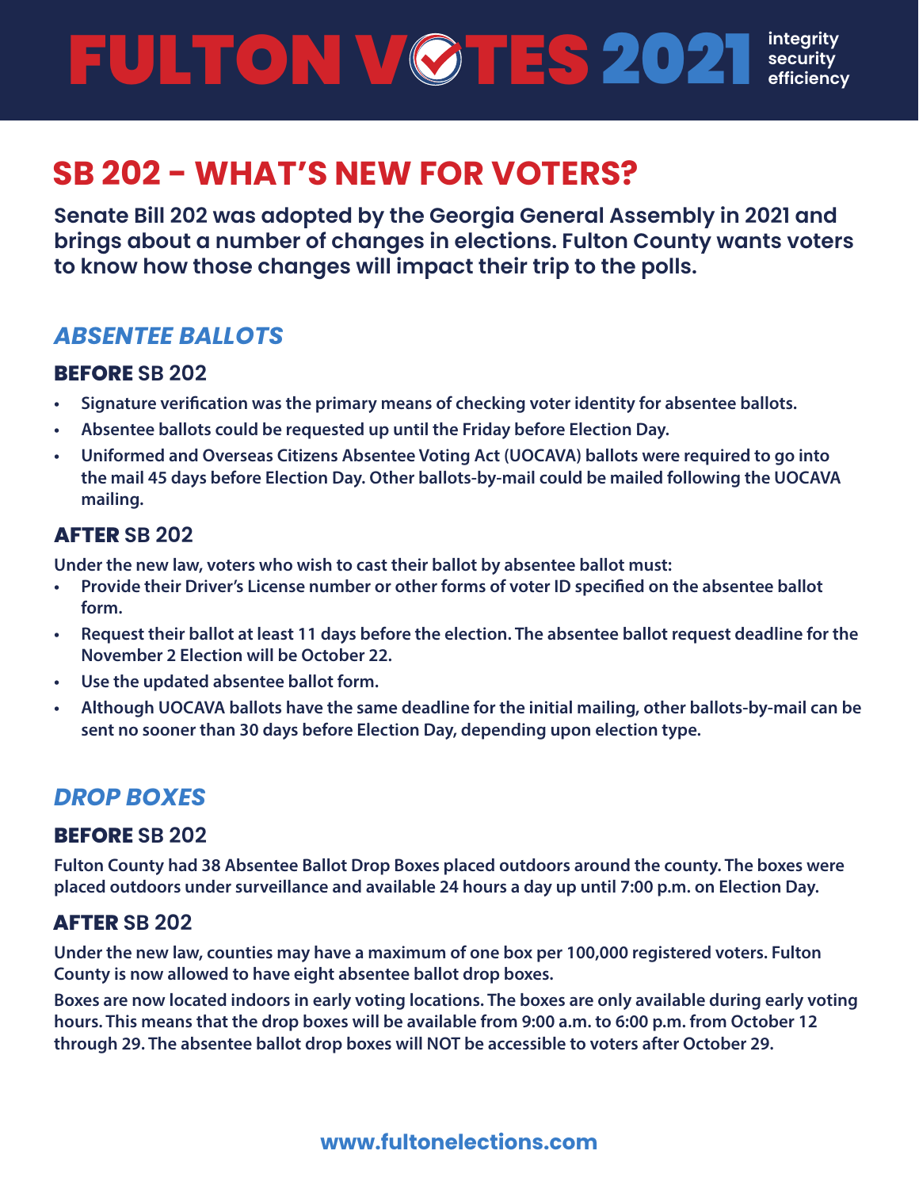# FULTON VOTES 2021

integrity
security
efficiency

## SB 202 - WHAT'S NEW FOR VOTERS?

**Senate Bill 202 was adopted by the Georgia General Assembly in 2021 and brings about a number of changes in elections. Fulton County wants voters to know how those changes will impact their trip to the polls.**

### *ABSENTEE BALLOTS*

#### BEFORE SB 202

- Signature verification was the primary means of checking voter identity for absentee ballots.
- Absentee ballots could be requested up until the Friday before Election Day.
- Uniformed and Overseas Citizens Absentee Voting Act (UOCAVA) ballots were required to go into the mail 45 days before Election Day. Other ballots-by-mail could be mailed following the UOCAVA mailing.

#### AFTER SB 202

Under the new law, voters who wish to cast their ballot by absentee ballot must:

- Provide their Driver's License number or other forms of voter ID specified on the absentee ballot form.
- Request their ballot at least 11 days before the election. The absentee ballot request deadline for the November 2 Election will be October 22.
- Use the updated absentee ballot form.
- Although UOCAVA ballots have the same deadline for the initial mailing, other ballots-by-mail can be sent no sooner than 30 days before Election Day, depending upon election type.

### *DROP BOXES*

#### BEFORE SB 202

Fulton County had 38 Absentee Ballot Drop Boxes placed outdoors around the county. The boxes were placed outdoors under surveillance and available 24 hours a day up until 7:00 p.m. on Election Day.

#### AFTER SB 202

Under the new law, counties may have a maximum of one box per 100,000 registered voters. Fulton County is now allowed to have eight absentee ballot drop boxes.

Boxes are now located indoors in early voting locations. The boxes are only available during early voting hours. This means that the drop boxes will be available from 9:00 a.m. to 6:00 p.m. from October 12 through 29. The absentee ballot drop boxes will NOT be accessible to voters after October 29.

**www.fultonelections.com**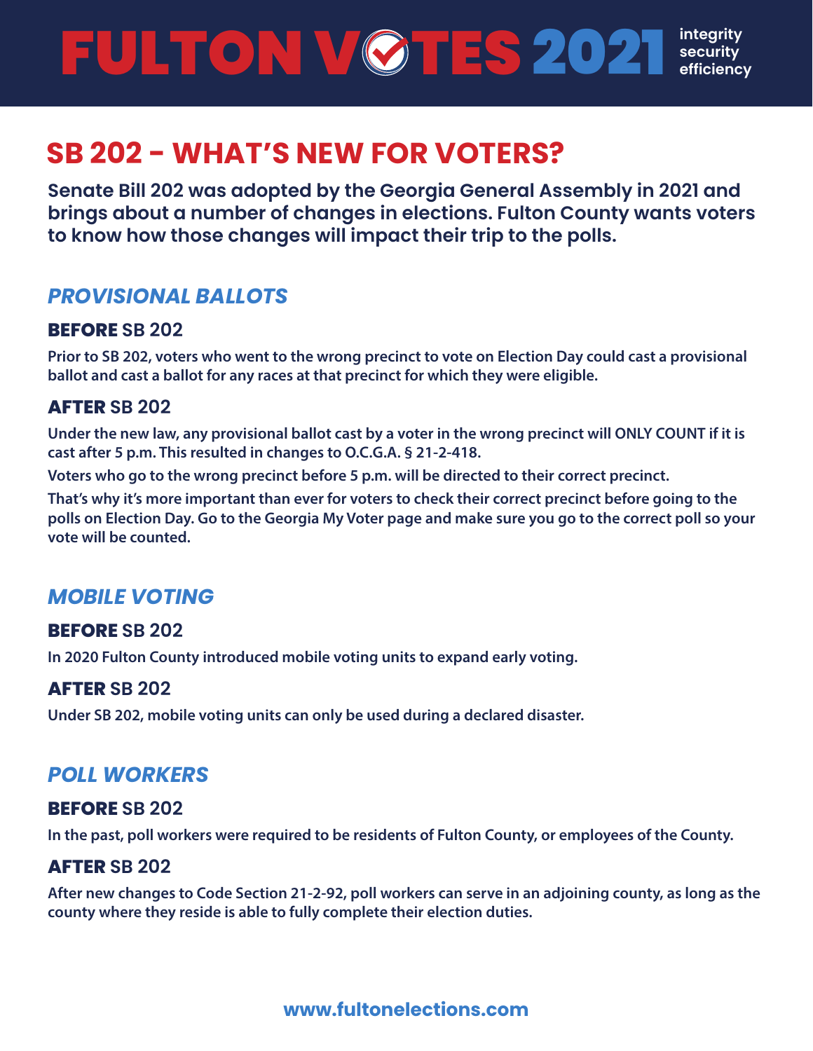# FULTON VOTES 2021

integrity
security
efficiency

## SB 202 - WHAT'S NEW FOR VOTERS?

**Senate Bill 202 was adopted by the Georgia General Assembly in 2021 and brings about a number of changes in elections. Fulton County wants voters to know how those changes will impact their trip to the polls.**

### *PROVISIONAL BALLOTS*

#### BEFORE SB 202

Prior to SB 202, voters who went to the wrong precinct to vote on Election Day could cast a provisional ballot and cast a ballot for any races at that precinct for which they were eligible.

#### AFTER SB 202

Under the new law, any provisional ballot cast by a voter in the wrong precinct will ONLY COUNT if it is cast after 5 p.m. This resulted in changes to O.C.G.A. § 21-2-418.

Voters who go to the wrong precinct before 5 p.m. will be directed to their correct precinct.

That's why it's more important than ever for voters to check their correct precinct before going to the polls on Election Day. Go to the Georgia My Voter page and make sure you go to the correct poll so your vote will be counted.

### *MOBILE VOTING*

#### BEFORE SB 202

In 2020 Fulton County introduced mobile voting units to expand early voting.

#### AFTER SB 202

Under SB 202, mobile voting units can only be used during a declared disaster.

### *POLL WORKERS*

#### BEFORE SB 202

In the past, poll workers were required to be residents of Fulton County, or employees of the County.

#### AFTER SB 202

After new changes to Code Section 21-2-92, poll workers can serve in an adjoining county, as long as the county where they reside is able to fully complete their election duties.

www.fultonelections.com